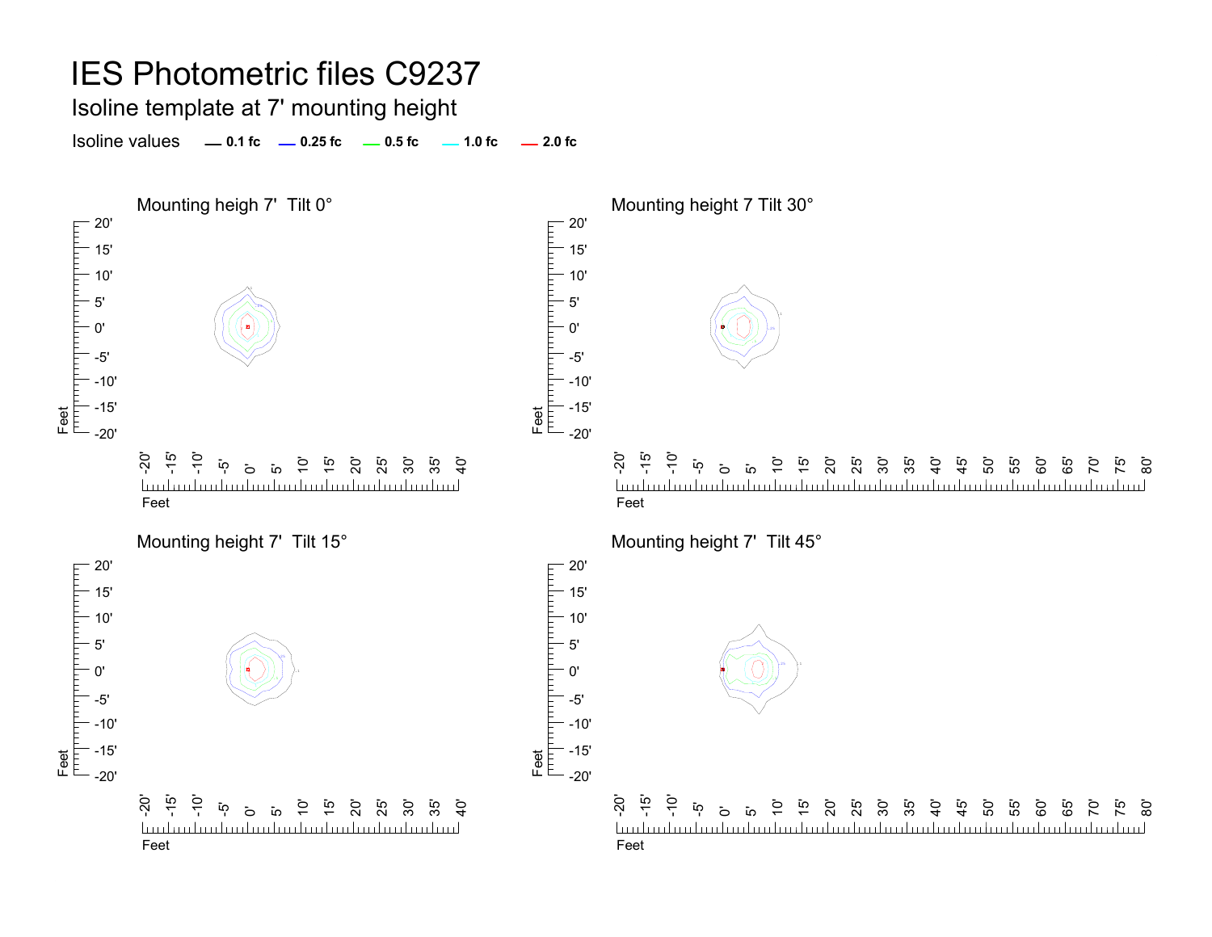# IES Photometric files C9237

## Isoline template at 7' mounting height

Isoline values — 0.1 fc — 0.25 fc — 0.5 fc — 1.0 fc — 2.0 fc

Mounting heigh 7' Tilt 0°

Mounting height 7 Tilt 30°

Mounting height 7' Tilt 15°

Mounting height 7' Tilt 45°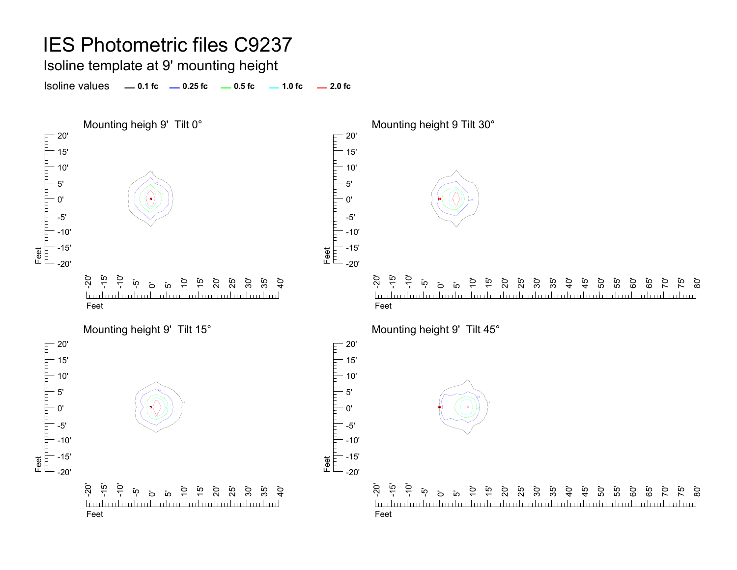# IES Photometric files C9237

## Isoline template at 9' mounting height

Isoline values — **0.1 fc** — **0.25 fc** — **0.5 fc** — **1.0 fc** — **2.0 fc**

### Mounting heigh 9' Tilt 0°

### Mounting height 9 Tilt 30°

### Mounting height 9' Tilt 15°

### Mounting height 9' Tilt 45°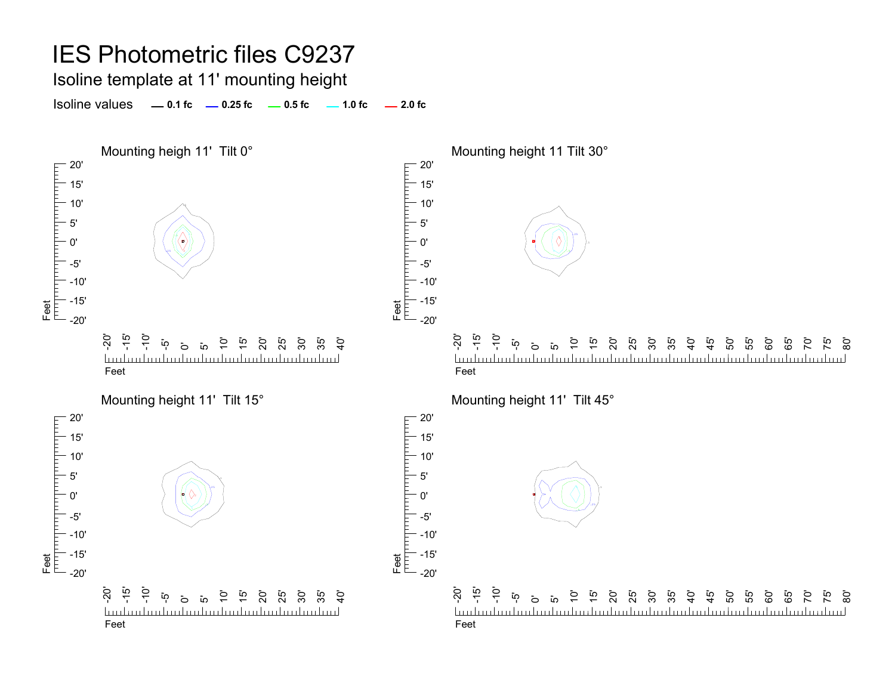# IES Photometric files C9237

## Isoline template at 11' mounting height

Isoline values — 0.1 fc — 0.25 fc — 0.5 fc — 1.0 fc — 2.0 fc

### Mounting heigh 11'  Tilt 0°

### Mounting height 11 Tilt 30°

### Mounting height 11'  Tilt 15°

### Mounting height 11'  Tilt 45°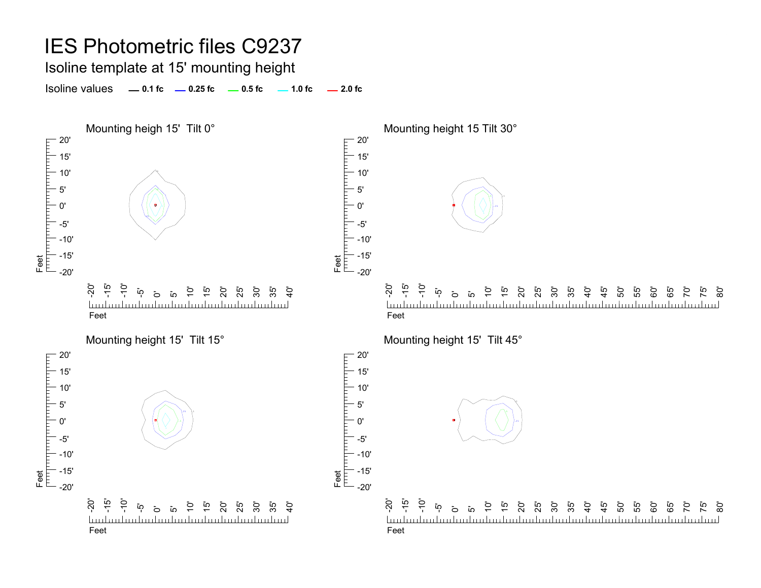# IES Photometric files C9237

## Isoline template at 15' mounting height

Isoline values — 0.1 fc — 0.25 fc — 0.5 fc — 1.0 fc — 2.0 fc

### Mounting heigh 15'  Tilt 0°

### Mounting height 15 Tilt 30°

### Mounting height 15'  Tilt 15°

### Mounting height 15'  Tilt 45°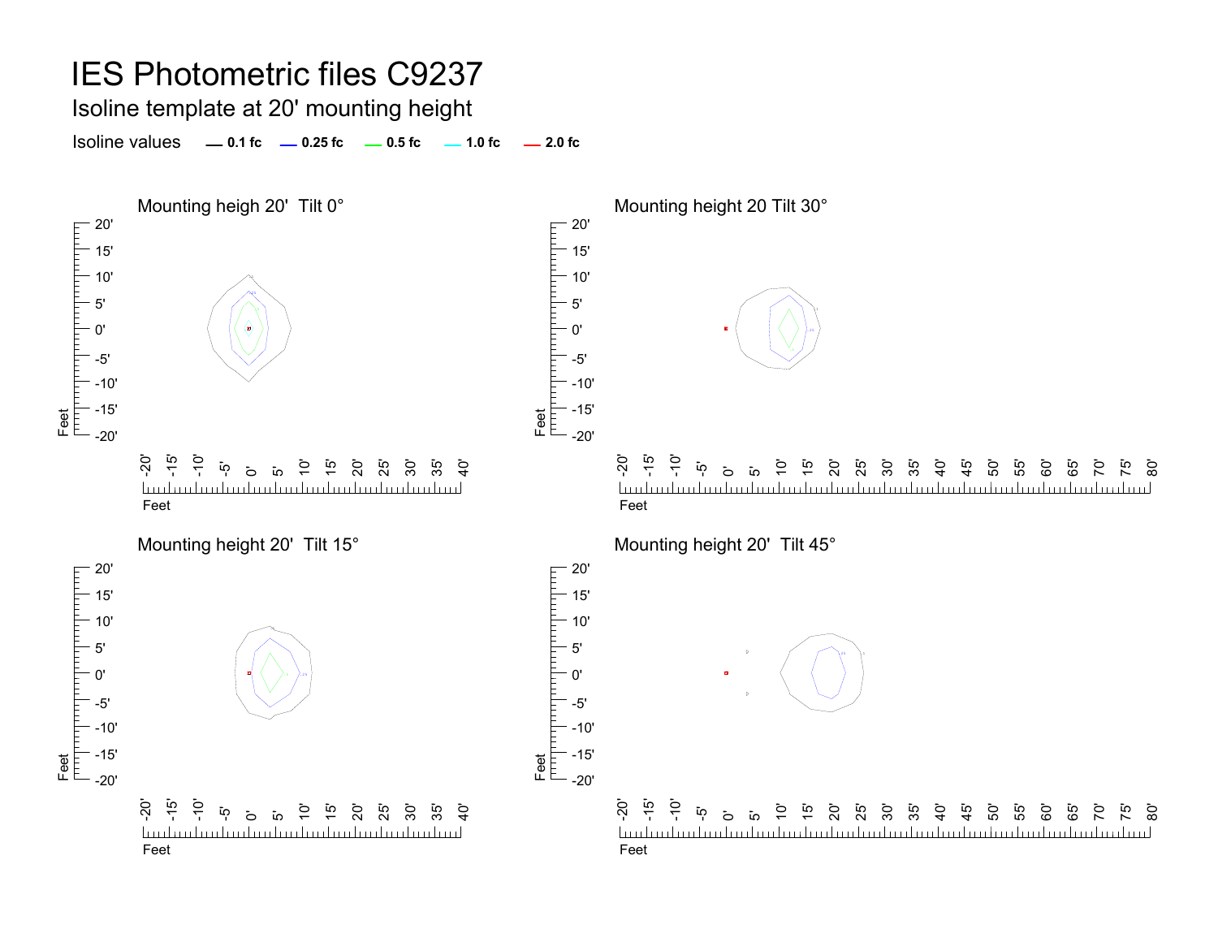# IES Photometric files C9237

## Isoline template at 20' mounting height

Isoline values — 0.1 fc — 0.25 fc — 0.5 fc — 1.0 fc — 2.0 fc

### Mounting heigh 20' Tilt 0°

### Mounting height 20 Tilt 30°

### Mounting height 20' Tilt 15°

### Mounting height 20' Tilt 45°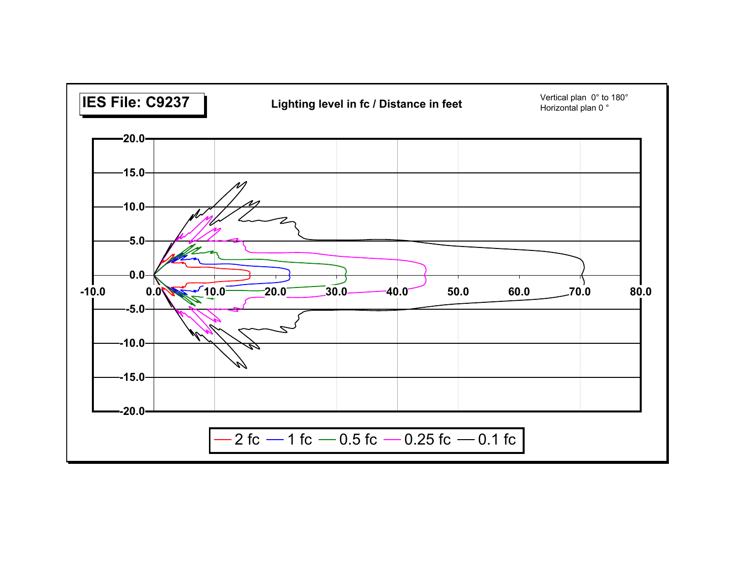IES File: C9237

Lighting level in fc / Distance in feet

Vertical plan 0° to 180°
Horizontal plan 0 °

20.0
15.0
10.0
5.0
0.0
-5.0
-10.0
-15.0
-20.0

-10.0
0.0
10.0
20.0
30.0
40.0
50.0
60.0
70.0
80.0

2 fc
1 fc
0.5 fc
0.25 fc
0.1 fc